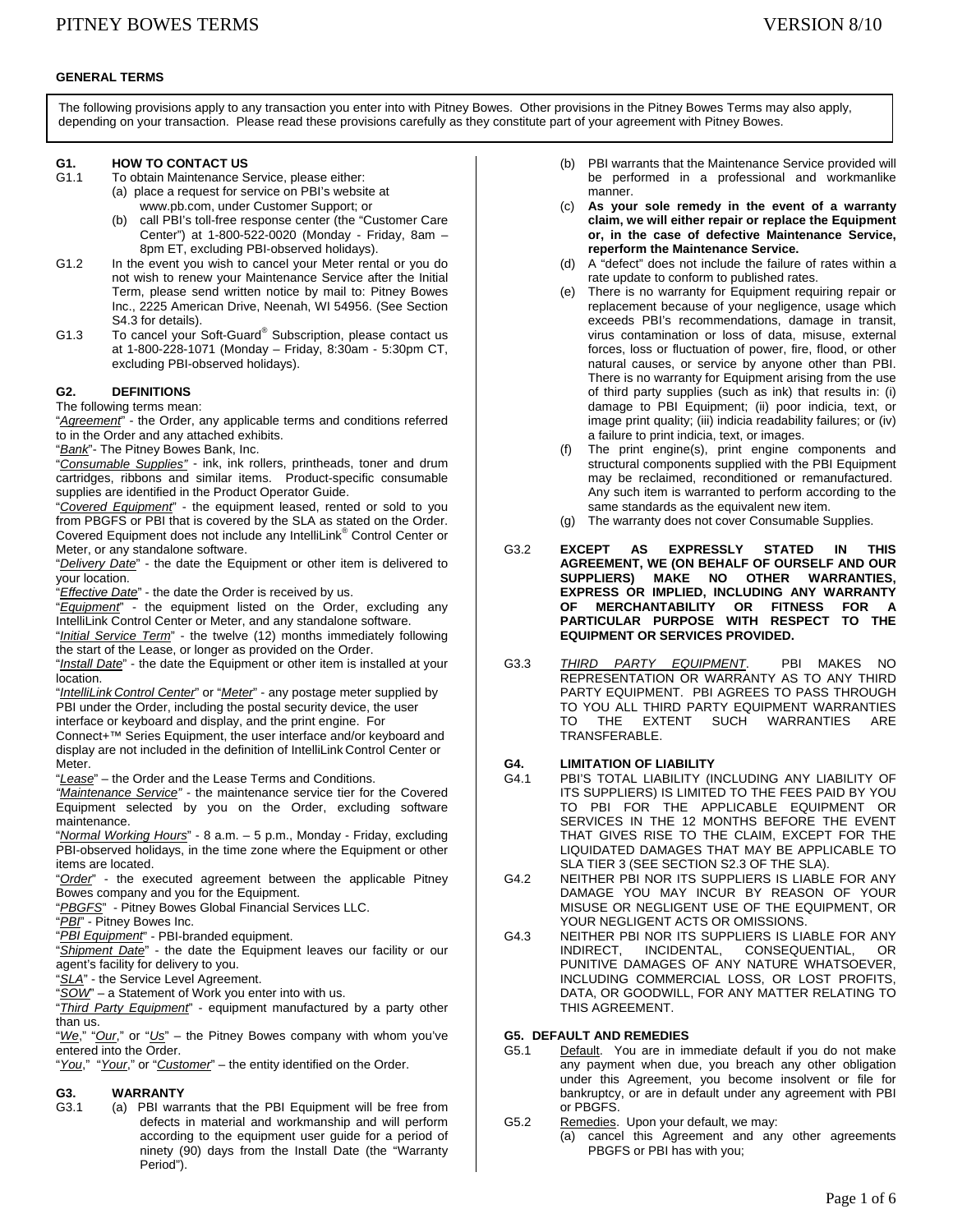## GENERAL TERMS

The following provisions apply to any transaction you enter into with Pitney Bowes. Other provisions in the Pitney Bowes Terms may also apply, depending on your transaction. Please read these provisions carefully as they constitute part of your agreement with Pitney Bowes.

### G1. HOW TO CONTACT US

G1.1 To obtain Maintenance Service, please either:
- (a) place a request for service on PBI's website at www.pb.com, under Customer Support; or
- (b) call PBI's toll-free response center (the "Customer Care Center") at 1-800-522-0020 (Monday - Friday, 8am – 8pm ET, excluding PBI-observed holidays).

G1.2 In the event you wish to cancel your Meter rental or you do not wish to renew your Maintenance Service after the Initial Term, please send written notice by mail to: Pitney Bowes Inc., 2225 American Drive, Neenah, WI 54956. (See Section S4.3 for details).

G1.3 To cancel your Soft-Guard® Subscription, please contact us at 1-800-228-1071 (Monday – Friday, 8:30am - 5:30pm CT, excluding PBI-observed holidays).

### G2. DEFINITIONS

The following terms mean:

"*Agreement*" - the Order, any applicable terms and conditions referred to in the Order and any attached exhibits.

"*Bank*"- The Pitney Bowes Bank, Inc.

"*Consumable Supplies"* - ink, ink rollers, printheads, toner and drum cartridges, ribbons and similar items. Product-specific consumable supplies are identified in the Product Operator Guide.

"*Covered Equipment*" - the equipment leased, rented or sold to you from PBGFS or PBI that is covered by the SLA as stated on the Order. Covered Equipment does not include any IntelliLink® Control Center or Meter, or any standalone software.

"*Delivery Date*" - the date the Equipment or other item is delivered to your location.

"*Effective Date*" - the date the Order is received by us.

"*Equipment*" - the equipment listed on the Order, excluding any IntelliLink Control Center or Meter, and any standalone software.

"*Initial Service Term*" - the twelve (12) months immediately following the start of the Lease, or longer as provided on the Order.

"*Install Date*" - the date the Equipment or other item is installed at your location.

"*IntelliLink Control Center*" or "*Meter*" - any postage meter supplied by PBI under the Order, including the postal security device, the user interface or keyboard and display, and the print engine. For Connect+™ Series Equipment, the user interface and/or keyboard and display are not included in the definition of IntelliLink Control Center or Meter.

"*Lease*" – the Order and the Lease Terms and Conditions.

*"Maintenance Service"* - the maintenance service tier for the Covered Equipment selected by you on the Order, excluding software maintenance.

"*Normal Working Hours*" - 8 a.m. – 5 p.m., Monday - Friday, excluding PBI-observed holidays, in the time zone where the Equipment or other items are located.

"*Order*" - the executed agreement between the applicable Pitney Bowes company and you for the Equipment.

"*PBGFS*" - Pitney Bowes Global Financial Services LLC.

"*PBI*" - Pitney Bowes Inc.

"*PBI Equipment*" - PBI-branded equipment.

"*Shipment Date*" - the date the Equipment leaves our facility or our agent's facility for delivery to you.

"*SLA*" - the Service Level Agreement.

"*SOW*" – a Statement of Work you enter into with us.

"*Third Party Equipment*" - equipment manufactured by a party other than us.

"*We*," "*Our*," or "*Us*" – the Pitney Bowes company with whom you've entered into the Order.

"*You*," "*Your*," or "*Customer*" – the entity identified on the Order.

### G3. WARRANTY

G3.1
- (a) PBI warrants that the PBI Equipment will be free from defects in material and workmanship and will perform according to the equipment user guide for a period of ninety (90) days from the Install Date (the "Warranty Period").
- (b) PBI warrants that the Maintenance Service provided will be performed in a professional and workmanlike manner.
- (c) **As your sole remedy in the event of a warranty claim, we will either repair or replace the Equipment or, in the case of defective Maintenance Service, reperform the Maintenance Service.**
- (d) A "defect" does not include the failure of rates within a rate update to conform to published rates.
- (e) There is no warranty for Equipment requiring repair or replacement because of your negligence, usage which exceeds PBI's recommendations, damage in transit, virus contamination or loss of data, misuse, external forces, loss or fluctuation of power, fire, flood, or other natural causes, or service by anyone other than PBI. There is no warranty for Equipment arising from the use of third party supplies (such as ink) that results in: (i) damage to PBI Equipment; (ii) poor indicia, text, or image print quality; (iii) indicia readability failures; or (iv) a failure to print indicia, text, or images.
- (f) The print engine(s), print engine components and structural components supplied with the PBI Equipment may be reclaimed, reconditioned or remanufactured. Any such item is warranted to perform according to the same standards as the equivalent new item.
- (g) The warranty does not cover Consumable Supplies.

G3.2 **EXCEPT AS EXPRESSLY STATED IN THIS AGREEMENT, WE (ON BEHALF OF OURSELF AND OUR SUPPLIERS) MAKE NO OTHER WARRANTIES, EXPRESS OR IMPLIED, INCLUDING ANY WARRANTY OF MERCHANTABILITY OR FITNESS FOR A PARTICULAR PURPOSE WITH RESPECT TO THE EQUIPMENT OR SERVICES PROVIDED.**

G3.3 *THIRD PARTY EQUIPMENT*. PBI MAKES NO REPRESENTATION OR WARRANTY AS TO ANY THIRD PARTY EQUIPMENT. PBI AGREES TO PASS THROUGH TO YOU ALL THIRD PARTY EQUIPMENT WARRANTIES TO THE EXTENT SUCH WARRANTIES ARE TRANSFERABLE.

### G4. LIMITATION OF LIABILITY

G4.1 PBI'S TOTAL LIABILITY (INCLUDING ANY LIABILITY OF ITS SUPPLIERS) IS LIMITED TO THE FEES PAID BY YOU TO PBI FOR THE APPLICABLE EQUIPMENT OR SERVICES IN THE 12 MONTHS BEFORE THE EVENT THAT GIVES RISE TO THE CLAIM, EXCEPT FOR THE LIQUIDATED DAMAGES THAT MAY BE APPLICABLE TO SLA TIER 3 (SEE SECTION S2.3 OF THE SLA).

G4.2 NEITHER PBI NOR ITS SUPPLIERS IS LIABLE FOR ANY DAMAGE YOU MAY INCUR BY REASON OF YOUR MISUSE OR NEGLIGENT USE OF THE EQUIPMENT, OR YOUR NEGLIGENT ACTS OR OMISSIONS.

G4.3 NEITHER PBI NOR ITS SUPPLIERS IS LIABLE FOR ANY INDIRECT, INCIDENTAL, CONSEQUENTIAL, OR PUNITIVE DAMAGES OF ANY NATURE WHATSOEVER, INCLUDING COMMERCIAL LOSS, OR LOST PROFITS, DATA, OR GOODWILL, FOR ANY MATTER RELATING TO THIS AGREEMENT.

### G5. DEFAULT AND REMEDIES

G5.1 Default. You are in immediate default if you do not make any payment when due, you breach any other obligation under this Agreement, you become insolvent or file for bankruptcy, or are in default under any agreement with PBI or PBGFS.

G5.2 Remedies. Upon your default, we may:
- (a) cancel this Agreement and any other agreements PBGFS or PBI has with you;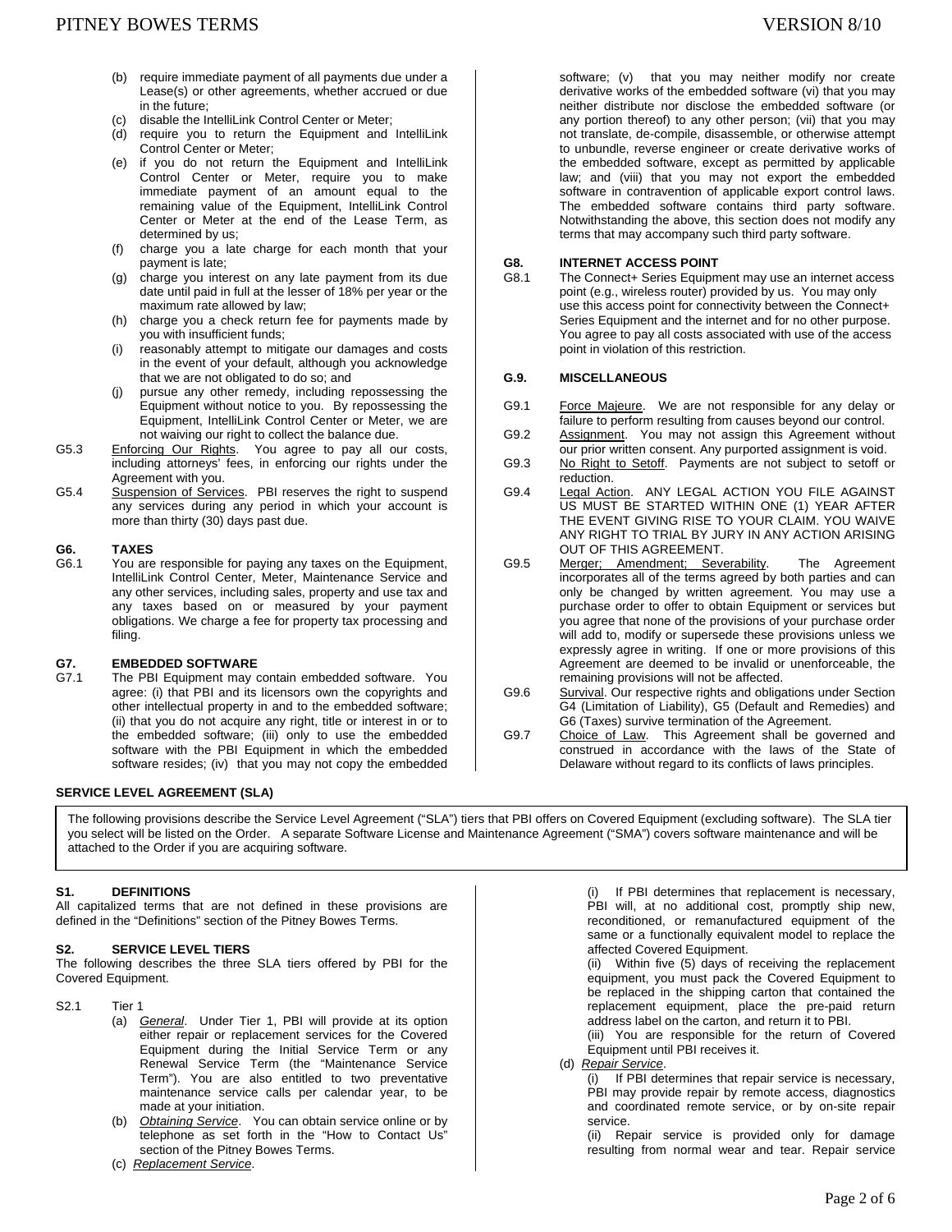(b) require immediate payment of all payments due under a Lease(s) or other agreements, whether accrued or due in the future;
(c) disable the IntelliLink Control Center or Meter;
(d) require you to return the Equipment and IntelliLink Control Center or Meter;
(e) if you do not return the Equipment and IntelliLink Control Center or Meter, require you to make immediate payment of an amount equal to the remaining value of the Equipment, IntelliLink Control Center or Meter at the end of the Lease Term, as determined by us;
(f) charge you a late charge for each month that your payment is late;
(g) charge you interest on any late payment from its due date until paid in full at the lesser of 18% per year or the maximum rate allowed by law;
(h) charge you a check return fee for payments made by you with insufficient funds;
(i) reasonably attempt to mitigate our damages and costs in the event of your default, although you acknowledge that we are not obligated to do so; and
(j) pursue any other remedy, including repossessing the Equipment without notice to you. By repossessing the Equipment, IntelliLink Control Center or Meter, we are not waiving our right to collect the balance due.

G5.3 Enforcing Our Rights. You agree to pay all our costs, including attorneys' fees, in enforcing our rights under the Agreement with you.

G5.4 Suspension of Services. PBI reserves the right to suspend any services during any period in which your account is more than thirty (30) days past due.

**G6. TAXES**

G6.1 You are responsible for paying any taxes on the Equipment, IntelliLink Control Center, Meter, Maintenance Service and any other services, including sales, property and use tax and any taxes based on or measured by your payment obligations. We charge a fee for property tax processing and filing.

**G7. EMBEDDED SOFTWARE**

G7.1 The PBI Equipment may contain embedded software. You agree: (i) that PBI and its licensors own the copyrights and other intellectual property in and to the embedded software; (ii) that you do not acquire any right, title or interest in or to the embedded software; (iii) only to use the embedded software with the PBI Equipment in which the embedded software resides; (iv) that you may not copy the embedded software; (v) that you may neither modify nor create derivative works of the embedded software (vi) that you may neither distribute nor disclose the embedded software (or any portion thereof) to any other person; (vii) that you may not translate, de-compile, disassemble, or otherwise attempt to unbundle, reverse engineer or create derivative works of the embedded software, except as permitted by applicable law; and (viii) that you may not export the embedded software in contravention of applicable export control laws. The embedded software contains third party software. Notwithstanding the above, this section does not modify any terms that may accompany such third party software.

**G8. INTERNET ACCESS POINT**

G8.1 The Connect+ Series Equipment may use an internet access point (e.g., wireless router) provided by us. You may only use this access point for connectivity between the Connect+ Series Equipment and the internet and for no other purpose. You agree to pay all costs associated with use of the access point in violation of this restriction.

**G.9. MISCELLANEOUS**

G9.1 Force Majeure. We are not responsible for any delay or failure to perform resulting from causes beyond our control.

G9.2 Assignment. You may not assign this Agreement without our prior written consent. Any purported assignment is void.

G9.3 No Right to Setoff. Payments are not subject to setoff or reduction.

G9.4 Legal Action. ANY LEGAL ACTION YOU FILE AGAINST US MUST BE STARTED WITHIN ONE (1) YEAR AFTER THE EVENT GIVING RISE TO YOUR CLAIM. YOU WAIVE ANY RIGHT TO TRIAL BY JURY IN ANY ACTION ARISING OUT OF THIS AGREEMENT.

G9.5 Merger; Amendment; Severability. The Agreement incorporates all of the terms agreed by both parties and can only be changed by written agreement. You may use a purchase order to offer to obtain Equipment or services but you agree that none of the provisions of your purchase order will add to, modify or supersede these provisions unless we expressly agree in writing. If one or more provisions of this Agreement are deemed to be invalid or unenforceable, the remaining provisions will not be affected.

G9.6 Survival. Our respective rights and obligations under Section G4 (Limitation of Liability), G5 (Default and Remedies) and G6 (Taxes) survive termination of the Agreement.

G9.7 Choice of Law. This Agreement shall be governed and construed in accordance with the laws of the State of Delaware without regard to its conflicts of laws principles.

## SERVICE LEVEL AGREEMENT (SLA)

The following provisions describe the Service Level Agreement ("SLA") tiers that PBI offers on Covered Equipment (excluding software). The SLA tier you select will be listed on the Order. A separate Software License and Maintenance Agreement ("SMA") covers software maintenance and will be attached to the Order if you are acquiring software.

**S1. DEFINITIONS**

All capitalized terms that are not defined in these provisions are defined in the "Definitions" section of the Pitney Bowes Terms.

**S2. SERVICE LEVEL TIERS**

The following describes the three SLA tiers offered by PBI for the Covered Equipment.

S2.1 Tier 1

(a) *General*. Under Tier 1, PBI will provide at its option either repair or replacement services for the Covered Equipment during the Initial Service Term or any Renewal Service Term (the "Maintenance Service Term"). You are also entitled to two preventative maintenance service calls per calendar year, to be made at your initiation.

(b) *Obtaining Service*. You can obtain service online or by telephone as set forth in the "How to Contact Us" section of the Pitney Bowes Terms.

(c) *Replacement Service*.

(i) If PBI determines that replacement is necessary, PBI will, at no additional cost, promptly ship new, reconditioned, or remanufactured equipment of the same or a functionally equivalent model to replace the affected Covered Equipment.

(ii) Within five (5) days of receiving the replacement equipment, you must pack the Covered Equipment to be replaced in the shipping carton that contained the replacement equipment, place the pre-paid return address label on the carton, and return it to PBI.

(iii) You are responsible for the return of Covered Equipment until PBI receives it.

(d) *Repair Service*.

(i) If PBI determines that repair service is necessary, PBI may provide repair by remote access, diagnostics and coordinated remote service, or by on-site repair service.

(ii) Repair service is provided only for damage resulting from normal wear and tear. Repair service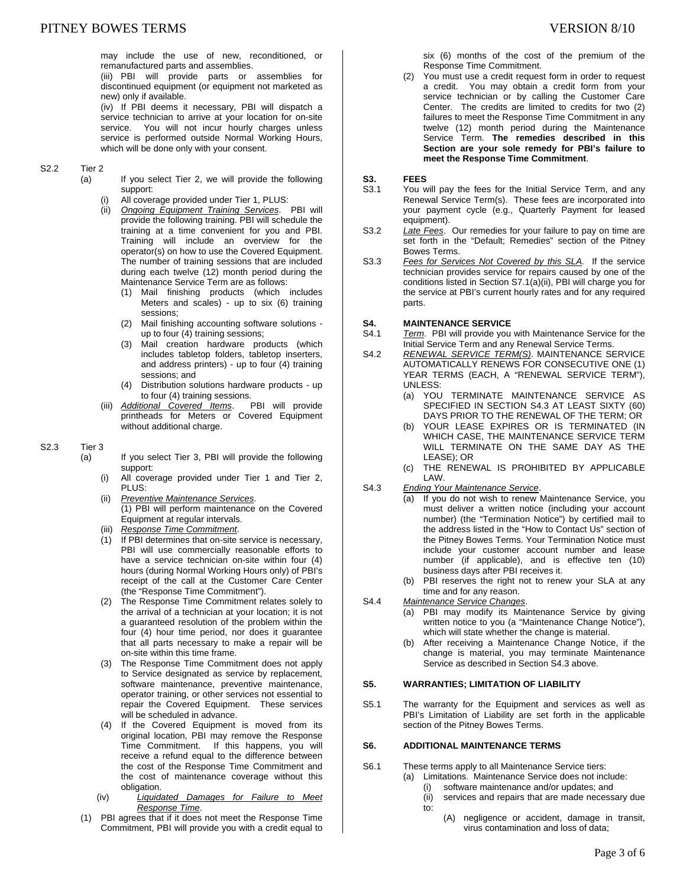may include the use of new, reconditioned, or remanufactured parts and assemblies.

(iii) PBI will provide parts or assemblies for discontinued equipment (or equipment not marketed as new) only if available.

(iv) If PBI deems it necessary, PBI will dispatch a service technician to arrive at your location for on-site service. You will not incur hourly charges unless service is performed outside Normal Working Hours, which will be done only with your consent.

S2.2 Tier 2

(a) If you select Tier 2, we will provide the following support:

- (i) All coverage provided under Tier 1, PLUS:
- (ii) *Ongoing Equipment Training Services*. PBI will provide the following training. PBI will schedule the training at a time convenient for you and PBI. Training will include an overview for the operator(s) on how to use the Covered Equipment. The number of training sessions that are included during each twelve (12) month period during the Maintenance Service Term are as follows:
  - (1) Mail finishing products (which includes Meters and scales) - up to six (6) training sessions;
  - (2) Mail finishing accounting software solutions - up to four (4) training sessions;
  - (3) Mail creation hardware products (which includes tabletop folders, tabletop inserters, and address printers) - up to four (4) training sessions; and
  - (4) Distribution solutions hardware products - up to four (4) training sessions.
- (iii) *Additional Covered Items*. PBI will provide printheads for Meters or Covered Equipment without additional charge.

S2.3 Tier 3

(a) If you select Tier 3, PBI will provide the following support:

- (i) All coverage provided under Tier 1 and Tier 2, PLUS:
- (ii) *Preventive Maintenance Services*.
  (1) PBI will perform maintenance on the Covered Equipment at regular intervals.
- (iii) *Response Time Commitment*.
  - (1) If PBI determines that on-site service is necessary, PBI will use commercially reasonable efforts to have a service technician on-site within four (4) hours (during Normal Working Hours only) of PBI's receipt of the call at the Customer Care Center (the "Response Time Commitment").
  - (2) The Response Time Commitment relates solely to the arrival of a technician at your location; it is not a guaranteed resolution of the problem within the four (4) hour time period, nor does it guarantee that all parts necessary to make a repair will be on-site within this time frame.
  - (3) The Response Time Commitment does not apply to Service designated as service by replacement, software maintenance, preventive maintenance, operator training, or other services not essential to repair the Covered Equipment. These services will be scheduled in advance.
  - (4) If the Covered Equipment is moved from its original location, PBI may remove the Response Time Commitment. If this happens, you will receive a refund equal to the difference between the cost of the Response Time Commitment and the cost of maintenance coverage without this obligation.
- (iv) *Liquidated Damages for Failure to Meet Response Time*.
  - (1) PBI agrees that if it does not meet the Response Time Commitment, PBI will provide you with a credit equal to six (6) months of the cost of the premium of the Response Time Commitment.
  - (2) You must use a credit request form in order to request a credit. You may obtain a credit form from your service technician or by calling the Customer Care Center. The credits are limited to credits for two (2) failures to meet the Response Time Commitment in any twelve (12) month period during the Maintenance Service Term. **The remedies described in this Section are your sole remedy for PBI's failure to meet the Response Time Commitment**.

## S3. FEES

S3.1 You will pay the fees for the Initial Service Term, and any Renewal Service Term(s). These fees are incorporated into your payment cycle (e.g., Quarterly Payment for leased equipment).

S3.2 *Late Fees*. Our remedies for your failure to pay on time are set forth in the "Default; Remedies" section of the Pitney Bowes Terms.

S3.3 *Fees for Services Not Covered by this SLA*. If the service technician provides service for repairs caused by one of the conditions listed in Section S7.1(a)(ii), PBI will charge you for the service at PBI's current hourly rates and for any required parts.

## S4. MAINTENANCE SERVICE

S4.1 *Term*. PBI will provide you with Maintenance Service for the Initial Service Term and any Renewal Service Terms.

S4.2 *RENEWAL SERVICE TERM(S)*. MAINTENANCE SERVICE AUTOMATICALLY RENEWS FOR CONSECUTIVE ONE (1) YEAR TERMS (EACH, A "RENEWAL SERVICE TERM"), UNLESS:

- (a) YOU TERMINATE MAINTENANCE SERVICE AS SPECIFIED IN SECTION S4.3 AT LEAST SIXTY (60) DAYS PRIOR TO THE RENEWAL OF THE TERM; OR
- (b) YOUR LEASE EXPIRES OR IS TERMINATED (IN WHICH CASE, THE MAINTENANCE SERVICE TERM WILL TERMINATE ON THE SAME DAY AS THE LEASE); OR
- (c) THE RENEWAL IS PROHIBITED BY APPLICABLE LAW.

S4.3 *Ending Your Maintenance Service*.

- (a) If you do not wish to renew Maintenance Service, you must deliver a written notice (including your account number) (the "Termination Notice") by certified mail to the address listed in the "How to Contact Us" section of the Pitney Bowes Terms. Your Termination Notice must include your customer account number and lease number (if applicable), and is effective ten (10) business days after PBI receives it.
- (b) PBI reserves the right not to renew your SLA at any time and for any reason.

S4.4 *Maintenance Service Changes*.

- (a) PBI may modify its Maintenance Service by giving written notice to you (a "Maintenance Change Notice"), which will state whether the change is material.
- (b) After receiving a Maintenance Change Notice, if the change is material, you may terminate Maintenance Service as described in Section S4.3 above.

## S5. WARRANTIES; LIMITATION OF LIABILITY

S5.1 The warranty for the Equipment and services as well as PBI's Limitation of Liability are set forth in the applicable section of the Pitney Bowes Terms.

## S6. ADDITIONAL MAINTENANCE TERMS

S6.1 These terms apply to all Maintenance Service tiers:

- (a) Limitations. Maintenance Service does not include:
  - (i) software maintenance and/or updates; and
  - (ii) services and repairs that are made necessary due to:
    - (A) negligence or accident, damage in transit, virus contamination and loss of data;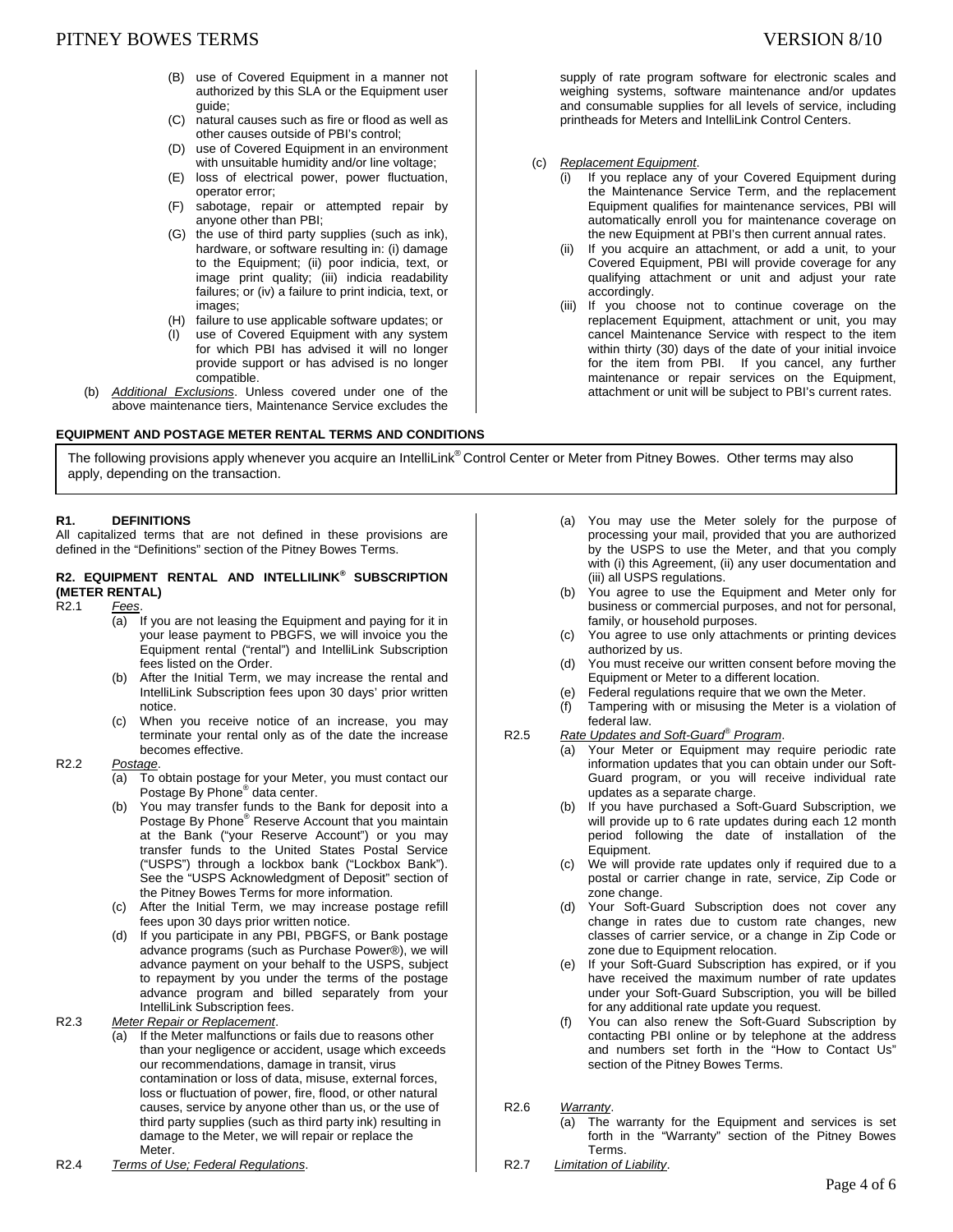(B) use of Covered Equipment in a manner not authorized by this SLA or the Equipment user guide;

(C) natural causes such as fire or flood as well as other causes outside of PBI's control;

(D) use of Covered Equipment in an environment with unsuitable humidity and/or line voltage;

(E) loss of electrical power, power fluctuation, operator error;

(F) sabotage, repair or attempted repair by anyone other than PBI;

(G) the use of third party supplies (such as ink), hardware, or software resulting in: (i) damage to the Equipment; (ii) poor indicia, text, or image print quality; (iii) indicia readability failures; or (iv) a failure to print indicia, text, or images;

(H) failure to use applicable software updates; or

(I) use of Covered Equipment with any system for which PBI has advised it will no longer provide support or has advised is no longer compatible.

(b) *Additional Exclusions*. Unless covered under one of the above maintenance tiers, Maintenance Service excludes the supply of rate program software for electronic scales and weighing systems, software maintenance and/or updates and consumable supplies for all levels of service, including printheads for Meters and IntelliLink Control Centers.

(c) *Replacement Equipment*.

(i) If you replace any of your Covered Equipment during the Maintenance Service Term, and the replacement Equipment qualifies for maintenance services, PBI will automatically enroll you for maintenance coverage on the new Equipment at PBI's then current annual rates.

(ii) If you acquire an attachment, or add a unit, to your Covered Equipment, PBI will provide coverage for any qualifying attachment or unit and adjust your rate accordingly.

(iii) If you choose not to continue coverage on the replacement Equipment, attachment or unit, you may cancel Maintenance Service with respect to the item within thirty (30) days of the date of your initial invoice for the item from PBI. If you cancel, any further maintenance or repair services on the Equipment, attachment or unit will be subject to PBI's current rates.

## EQUIPMENT AND POSTAGE METER RENTAL TERMS AND CONDITIONS

The following provisions apply whenever you acquire an IntelliLink® Control Center or Meter from Pitney Bowes. Other terms may also apply, depending on the transaction.

### R1. DEFINITIONS

All capitalized terms that are not defined in these provisions are defined in the "Definitions" section of the Pitney Bowes Terms.

### R2. EQUIPMENT RENTAL AND INTELLILINK® SUBSCRIPTION (METER RENTAL)

R2.1 *Fees*.

(a) If you are not leasing the Equipment and paying for it in your lease payment to PBGFS, we will invoice you the Equipment rental ("rental") and IntelliLink Subscription fees listed on the Order.

(b) After the Initial Term, we may increase the rental and IntelliLink Subscription fees upon 30 days' prior written notice.

(c) When you receive notice of an increase, you may terminate your rental only as of the date the increase becomes effective.

R2.2 *Postage*.

(a) To obtain postage for your Meter, you must contact our Postage By Phone® data center.

(b) You may transfer funds to the Bank for deposit into a Postage By Phone® Reserve Account that you maintain at the Bank ("your Reserve Account") or you may transfer funds to the United States Postal Service ("USPS") through a lockbox bank ("Lockbox Bank"). See the "USPS Acknowledgment of Deposit" section of the Pitney Bowes Terms for more information.

(c) After the Initial Term, we may increase postage refill fees upon 30 days prior written notice.

(d) If you participate in any PBI, PBGFS, or Bank postage advance programs (such as Purchase Power®), we will advance payment on your behalf to the USPS, subject to repayment by you under the terms of the postage advance program and billed separately from your IntelliLink Subscription fees.

R2.3 *Meter Repair or Replacement*.

(a) If the Meter malfunctions or fails due to reasons other than your negligence or accident, usage which exceeds our recommendations, damage in transit, virus contamination or loss of data, misuse, external forces, loss or fluctuation of power, fire, flood, or other natural causes, service by anyone other than us, or the use of third party supplies (such as third party ink) resulting in damage to the Meter, we will repair or replace the Meter.

R2.4 *Terms of Use; Federal Regulations*.

(a) You may use the Meter solely for the purpose of processing your mail, provided that you are authorized by the USPS to use the Meter, and that you comply with (i) this Agreement, (ii) any user documentation and (iii) all USPS regulations.

(b) You agree to use the Equipment and Meter only for business or commercial purposes, and not for personal, family, or household purposes.

(c) You agree to use only attachments or printing devices authorized by us.

(d) You must receive our written consent before moving the Equipment or Meter to a different location.

(e) Federal regulations require that we own the Meter.

(f) Tampering with or misusing the Meter is a violation of federal law.

R2.5 *Rate Updates and Soft-Guard® Program*.

(a) Your Meter or Equipment may require periodic rate information updates that you can obtain under our Soft-Guard program, or you will receive individual rate updates as a separate charge.

(b) If you have purchased a Soft-Guard Subscription, we will provide up to 6 rate updates during each 12 month period following the date of installation of the Equipment.

(c) We will provide rate updates only if required due to a postal or carrier change in rate, service, Zip Code or zone change.

(d) Your Soft-Guard Subscription does not cover any change in rates due to custom rate changes, new classes of carrier service, or a change in Zip Code or zone due to Equipment relocation.

(e) If your Soft-Guard Subscription has expired, or if you have received the maximum number of rate updates under your Soft-Guard Subscription, you will be billed for any additional rate update you request.

(f) You can also renew the Soft-Guard Subscription by contacting PBI online or by telephone at the address and numbers set forth in the "How to Contact Us" section of the Pitney Bowes Terms.

R2.6 *Warranty*.

(a) The warranty for the Equipment and services is set forth in the "Warranty" section of the Pitney Bowes Terms.

R2.7 *Limitation of Liability*.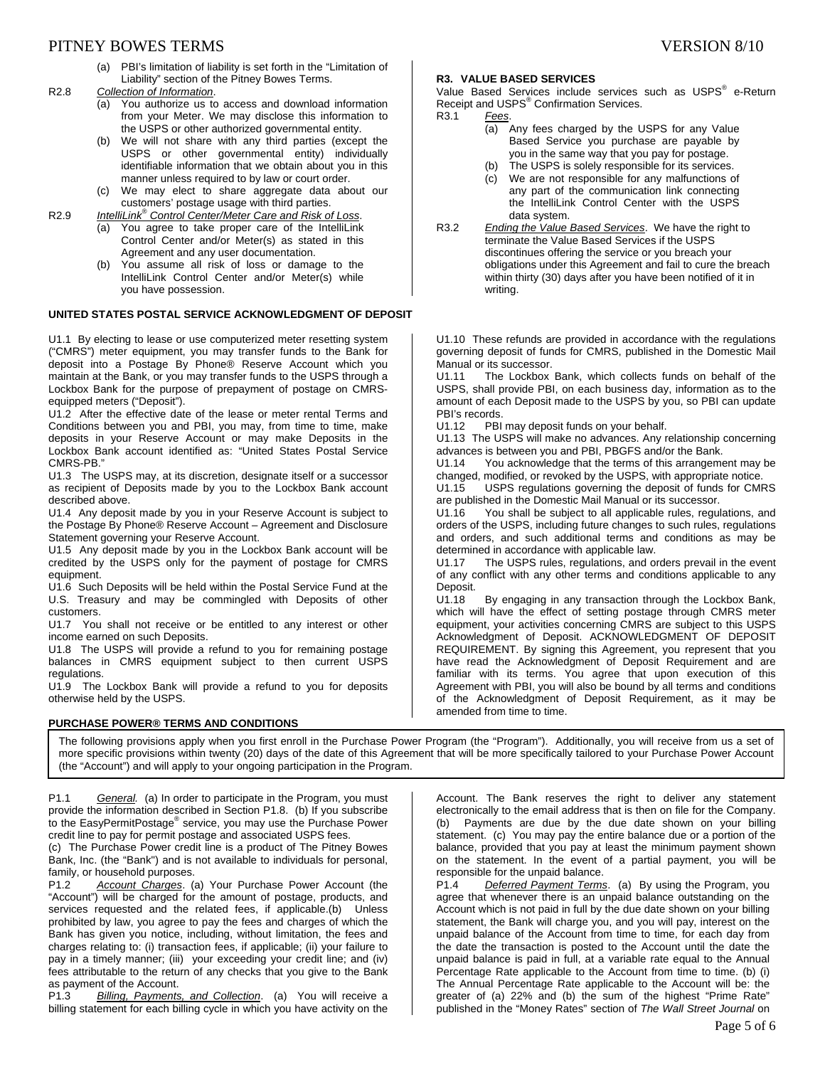(a) PBI's limitation of liability is set forth in the "Limitation of Liability" section of the Pitney Bowes Terms.

R2.8 *Collection of Information*.

(a) You authorize us to access and download information from your Meter. We may disclose this information to the USPS or other authorized governmental entity.

(b) We will not share with any third parties (except the USPS or other governmental entity) individually identifiable information that we obtain about you in this manner unless required to by law or court order.

(c) We may elect to share aggregate data about our customers' postage usage with third parties.

R2.9 *IntelliLink® Control Center/Meter Care and Risk of Loss*.

(a) You agree to take proper care of the IntelliLink Control Center and/or Meter(s) as stated in this Agreement and any user documentation.

(b) You assume all risk of loss or damage to the IntelliLink Control Center and/or Meter(s) while you have possession.

**R3. VALUE BASED SERVICES**

Value Based Services include services such as USPS® e-Return Receipt and USPS® Confirmation Services.

R3.1 *Fees*.

(a) Any fees charged by the USPS for any Value Based Service you purchase are payable by you in the same way that you pay for postage.

(b) The USPS is solely responsible for its services.

(c) We are not responsible for any malfunctions of any part of the communication link connecting the IntelliLink Control Center with the USPS data system.

R3.2 *Ending the Value Based Services*. We have the right to terminate the Value Based Services if the USPS discontinues offering the service or you breach your obligations under this Agreement and fail to cure the breach within thirty (30) days after you have been notified of it in writing.

**UNITED STATES POSTAL SERVICE ACKNOWLEDGMENT OF DEPOSIT**

U1.1 By electing to lease or use computerized meter resetting system ("CMRS") meter equipment, you may transfer funds to the Bank for deposit into a Postage By Phone® Reserve Account which you maintain at the Bank, or you may transfer funds to the USPS through a Lockbox Bank for the purpose of prepayment of postage on CMRS-equipped meters ("Deposit").

U1.2 After the effective date of the lease or meter rental Terms and Conditions between you and PBI, you may, from time to time, make deposits in your Reserve Account or may make Deposits in the Lockbox Bank account identified as: "United States Postal Service CMRS-PB."

U1.3 The USPS may, at its discretion, designate itself or a successor as recipient of Deposits made by you to the Lockbox Bank account described above.

U1.4 Any deposit made by you in your Reserve Account is subject to the Postage By Phone® Reserve Account – Agreement and Disclosure Statement governing your Reserve Account.

U1.5 Any deposit made by you in the Lockbox Bank account will be credited by the USPS only for the payment of postage for CMRS equipment.

U1.6 Such Deposits will be held within the Postal Service Fund at the U.S. Treasury and may be commingled with Deposits of other customers.

U1.7 You shall not receive or be entitled to any interest or other income earned on such Deposits.

U1.8 The USPS will provide a refund to you for remaining postage balances in CMRS equipment subject to then current USPS regulations.

U1.9 The Lockbox Bank will provide a refund to you for deposits otherwise held by the USPS.

U1.10 These refunds are provided in accordance with the regulations governing deposit of funds for CMRS, published in the Domestic Mail Manual or its successor.

U1.11 The Lockbox Bank, which collects funds on behalf of the USPS, shall provide PBI, on each business day, information as to the amount of each Deposit made to the USPS by you, so PBI can update PBI's records.

U1.12 PBI may deposit funds on your behalf.

U1.13 The USPS will make no advances. Any relationship concerning advances is between you and PBI, PBGFS and/or the Bank.

U1.14 You acknowledge that the terms of this arrangement may be changed, modified, or revoked by the USPS, with appropriate notice.

U1.15 USPS regulations governing the deposit of funds for CMRS are published in the Domestic Mail Manual or its successor.

U1.16 You shall be subject to all applicable rules, regulations, and orders of the USPS, including future changes to such rules, regulations and orders, and such additional terms and conditions as may be determined in accordance with applicable law.

U1.17 The USPS rules, regulations, and orders prevail in the event of any conflict with any other terms and conditions applicable to any Deposit.

U1.18 By engaging in any transaction through the Lockbox Bank, which will have the effect of setting postage through CMRS meter equipment, your activities concerning CMRS are subject to this USPS Acknowledgment of Deposit. ACKNOWLEDGMENT OF DEPOSIT REQUIREMENT. By signing this Agreement, you represent that you have read the Acknowledgment of Deposit Requirement and are familiar with its terms. You agree that upon execution of this Agreement with PBI, you will also be bound by all terms and conditions of the Acknowledgment of Deposit Requirement, as it may be amended from time to time.

**PURCHASE POWER® TERMS AND CONDITIONS**

The following provisions apply when you first enroll in the Purchase Power Program (the "Program"). Additionally, you will receive from us a set of more specific provisions within twenty (20) days of the date of this Agreement that will be more specifically tailored to your Purchase Power Account (the "Account") and will apply to your ongoing participation in the Program.

P1.1 *General.* (a) In order to participate in the Program, you must provide the information described in Section P1.8. (b) If you subscribe to the EasyPermitPostage® service, you may use the Purchase Power credit line to pay for permit postage and associated USPS fees.
(c) The Purchase Power credit line is a product of The Pitney Bowes Bank, Inc. (the "Bank") and is not available to individuals for personal, family, or household purposes.

P1.2 *Account Charges*. (a) Your Purchase Power Account (the "Account") will be charged for the amount of postage, products, and services requested and the related fees, if applicable.(b) Unless prohibited by law, you agree to pay the fees and charges of which the Bank has given you notice, including, without limitation, the fees and charges relating to: (i) transaction fees, if applicable; (ii) your failure to pay in a timely manner; (iii) your exceeding your credit line; and (iv) fees attributable to the return of any checks that you give to the Bank as payment of the Account.

P1.3 *Billing, Payments, and Collection*. (a) You will receive a billing statement for each billing cycle in which you have activity on the Account. The Bank reserves the right to deliver any statement electronically to the email address that is then on file for the Company. (b) Payments are due by the due date shown on your billing statement. (c) You may pay the entire balance due or a portion of the balance, provided that you pay at least the minimum payment shown on the statement. In the event of a partial payment, you will be responsible for the unpaid balance.

P1.4 *Deferred Payment Terms*. (a) By using the Program, you agree that whenever there is an unpaid balance outstanding on the Account which is not paid in full by the due date shown on your billing statement, the Bank will charge you, and you will pay, interest on the unpaid balance of the Account from time to time, for each day from the date the transaction is posted to the Account until the date the unpaid balance is paid in full, at a variable rate equal to the Annual Percentage Rate applicable to the Account from time to time. (b) (i) The Annual Percentage Rate applicable to the Account will be: the greater of (a) 22% and (b) the sum of the highest "Prime Rate" published in the "Money Rates" section of *The Wall Street Journal* on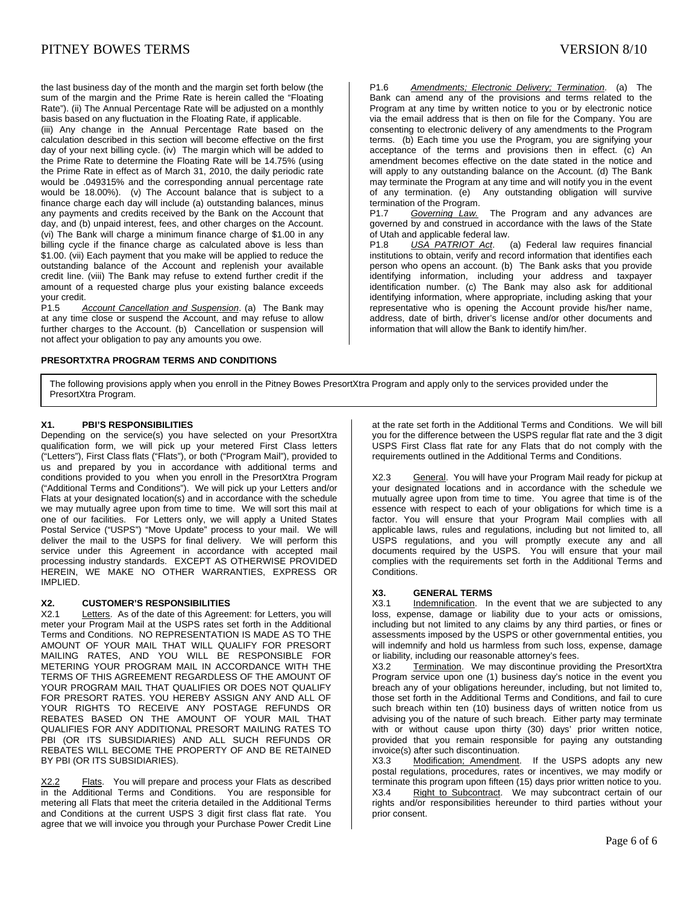the last business day of the month and the margin set forth below (the sum of the margin and the Prime Rate is herein called the "Floating Rate"). (ii) The Annual Percentage Rate will be adjusted on a monthly basis based on any fluctuation in the Floating Rate, if applicable.
(iii) Any change in the Annual Percentage Rate based on the calculation described in this section will become effective on the first day of your next billing cycle. (iv) The margin which will be added to the Prime Rate to determine the Floating Rate will be 14.75% (using the Prime Rate in effect as of March 31, 2010, the daily periodic rate would be .049315% and the corresponding annual percentage rate would be 18.00%). (v) The Account balance that is subject to a finance charge each day will include (a) outstanding balances, minus any payments and credits received by the Bank on the Account that day, and (b) unpaid interest, fees, and other charges on the Account. (vi) The Bank will charge a minimum finance charge of $1.00 in any billing cycle if the finance charge as calculated above is less than $1.00. (vii) Each payment that you make will be applied to reduce the outstanding balance of the Account and replenish your available credit line. (viii) The Bank may refuse to extend further credit if the amount of a requested charge plus your existing balance exceeds your credit.

P1.5 *Account Cancellation and Suspension*. (a) The Bank may at any time close or suspend the Account, and may refuse to allow further charges to the Account. (b) Cancellation or suspension will not affect your obligation to pay any amounts you owe.

P1.6 *Amendments; Electronic Delivery; Termination*. (a) The Bank can amend any of the provisions and terms related to the Program at any time by written notice to you or by electronic notice via the email address that is then on file for the Company. You are consenting to electronic delivery of any amendments to the Program terms. (b) Each time you use the Program, you are signifying your acceptance of the terms and provisions then in effect. (c) An amendment becomes effective on the date stated in the notice and will apply to any outstanding balance on the Account. (d) The Bank may terminate the Program at any time and will notify you in the event of any termination. (e) Any outstanding obligation will survive termination of the Program.

P1.7 *Governing Law.* The Program and any advances are governed by and construed in accordance with the laws of the State of Utah and applicable federal law.

P1.8 *USA PATRIOT Act*. (a) Federal law requires financial institutions to obtain, verify and record information that identifies each person who opens an account. (b) The Bank asks that you provide identifying information, including your address and taxpayer identification number. (c) The Bank may also ask for additional identifying information, where appropriate, including asking that your representative who is opening the Account provide his/her name, address, date of birth, driver's license and/or other documents and information that will allow the Bank to identify him/her.

## PRESORTXTRA PROGRAM TERMS AND CONDITIONS

The following provisions apply when you enroll in the Pitney Bowes PresortXtra Program and apply only to the services provided under the PresortXtra Program.

### X1. PBI'S RESPONSIBILITIES

Depending on the service(s) you have selected on your PresortXtra qualification form, we will pick up your metered First Class letters ("Letters"), First Class flats ("Flats"), or both ("Program Mail"), provided to us and prepared by you in accordance with additional terms and conditions provided to you when you enroll in the PresortXtra Program ("Additional Terms and Conditions"). We will pick up your Letters and/or Flats at your designated location(s) and in accordance with the schedule we may mutually agree upon from time to time. We will sort this mail at one of our facilities. For Letters only, we will apply a United States Postal Service ("USPS") "Move Update" process to your mail. We will deliver the mail to the USPS for final delivery. We will perform this service under this Agreement in accordance with accepted mail processing industry standards. EXCEPT AS OTHERWISE PROVIDED HEREIN, WE MAKE NO OTHER WARRANTIES, EXPRESS OR IMPLIED.

### X2. CUSTOMER'S RESPONSIBILITIES

X2.1 Letters. As of the date of this Agreement: for Letters, you will meter your Program Mail at the USPS rates set forth in the Additional Terms and Conditions. NO REPRESENTATION IS MADE AS TO THE AMOUNT OF YOUR MAIL THAT WILL QUALIFY FOR PRESORT MAILING RATES, AND YOU WILL BE RESPONSIBLE FOR METERING YOUR PROGRAM MAIL IN ACCORDANCE WITH THE TERMS OF THIS AGREEMENT REGARDLESS OF THE AMOUNT OF YOUR PROGRAM MAIL THAT QUALIFIES OR DOES NOT QUALIFY FOR PRESORT RATES. YOU HEREBY ASSIGN ANY AND ALL OF YOUR RIGHTS TO RECEIVE ANY POSTAGE REFUNDS OR REBATES BASED ON THE AMOUNT OF YOUR MAIL THAT QUALIFIES FOR ANY ADDITIONAL PRESORT MAILING RATES TO PBI (OR ITS SUBSIDIARIES) AND ALL SUCH REFUNDS OR REBATES WILL BECOME THE PROPERTY OF AND BE RETAINED BY PBI (OR ITS SUBSIDIARIES).

X2.2 Flats. You will prepare and process your Flats as described in the Additional Terms and Conditions. You are responsible for metering all Flats that meet the criteria detailed in the Additional Terms and Conditions at the current USPS 3 digit first class flat rate. You agree that we will invoice you through your Purchase Power Credit Line at the rate set forth in the Additional Terms and Conditions. We will bill you for the difference between the USPS regular flat rate and the 3 digit USPS First Class flat rate for any Flats that do not comply with the requirements outlined in the Additional Terms and Conditions.

X2.3 General. You will have your Program Mail ready for pickup at your designated locations and in accordance with the schedule we mutually agree upon from time to time. You agree that time is of the essence with respect to each of your obligations for which time is a factor. You will ensure that your Program Mail complies with all applicable laws, rules and regulations, including but not limited to, all USPS regulations, and you will promptly execute any and all documents required by the USPS. You will ensure that your mail complies with the requirements set forth in the Additional Terms and Conditions.

### X3. GENERAL TERMS

X3.1 Indemnification. In the event that we are subjected to any loss, expense, damage or liability due to your acts or omissions, including but not limited to any claims by any third parties, or fines or assessments imposed by the USPS or other governmental entities, you will indemnify and hold us harmless from such loss, expense, damage or liability, including our reasonable attorney's fees.

X3.2 Termination. We may discontinue providing the PresortXtra Program service upon one (1) business day's notice in the event you breach any of your obligations hereunder, including, but not limited to, those set forth in the Additional Terms and Conditions, and fail to cure such breach within ten (10) business days of written notice from us advising you of the nature of such breach. Either party may terminate with or without cause upon thirty (30) days' prior written notice, provided that you remain responsible for paying any outstanding invoice(s) after such discontinuation.

X3.3 Modification; Amendment. If the USPS adopts any new postal regulations, procedures, rates or incentives, we may modify or terminate this program upon fifteen (15) days prior written notice to you.

X3.4 Right to Subcontract. We may subcontract certain of our rights and/or responsibilities hereunder to third parties without your prior consent.